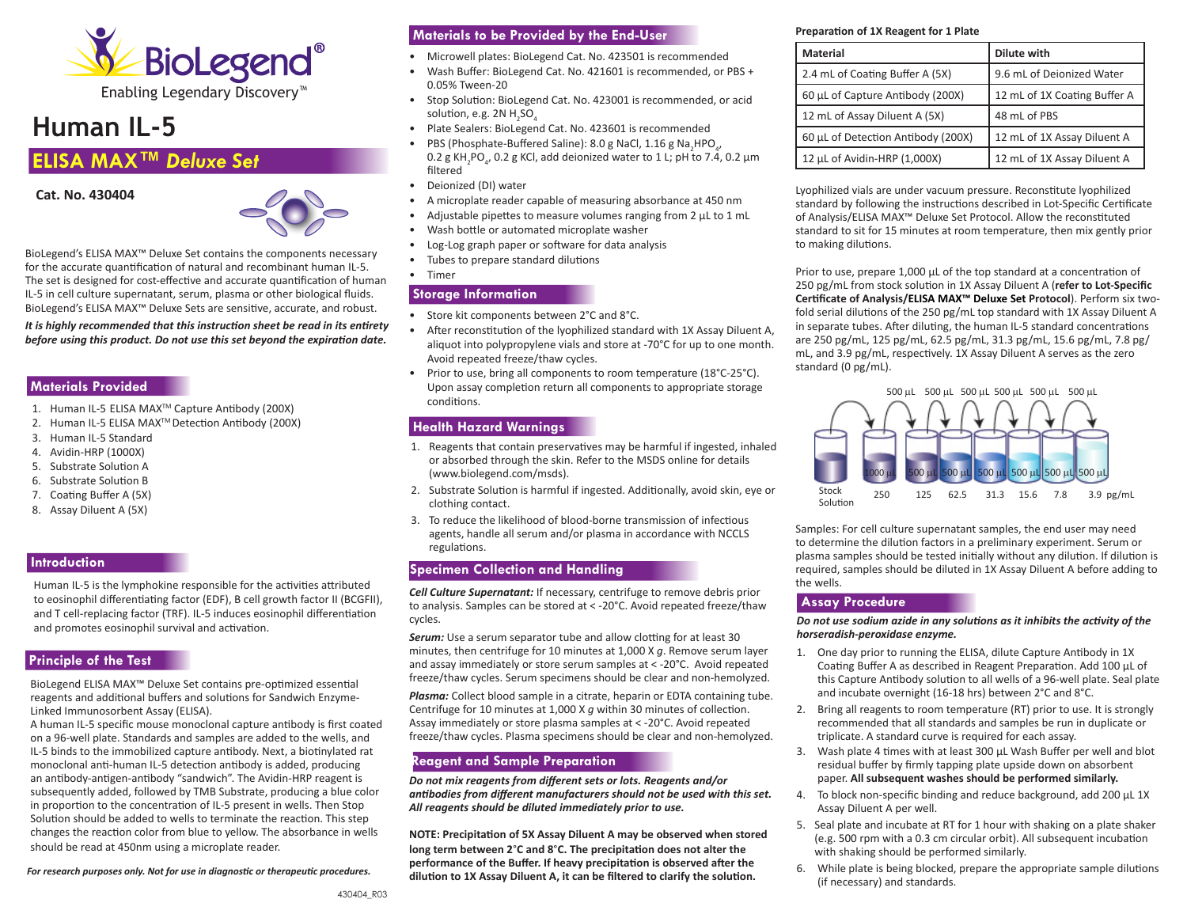# Human IL-5

## ELISA MAX™ *Deluxe Set*

**Cat. No. 430404**

BioLegend's ELISA MAX™ Deluxe Set contains the components necessary for the accurate quantification of natural and recombinant human IL-5. The set is designed for cost-effective and accurate quantification of human IL-5 in cell culture supernatant, serum, plasma or other biological fluids. BioLegend's ELISA MAX™ Deluxe Sets are sensitive, accurate, and robust.

***It is highly recommended that this instruction sheet be read in its entirety before using this product. Do not use this set beyond the expiration date.***

## Materials Provided

1. Human IL-5 ELISA MAX™ Capture Antibody (200X)
2. Human IL-5 ELISA MAX™ Detection Antibody (200X)
3. Human IL-5 Standard
4. Avidin-HRP (1000X)
5. Substrate Solution A
6. Substrate Solution B
7. Coating Buffer A (5X)
8. Assay Diluent A (5X)

## Introduction

Human IL-5 is the lymphokine responsible for the activities attributed to eosinophil differentiating factor (EDF), B cell growth factor II (BCGFII), and T cell-replacing factor (TRF). IL-5 induces eosinophil differentiation and promotes eosinophil survival and activation.

## Principle of the Test

BioLegend ELISA MAX™ Deluxe Set contains pre-optimized essential reagents and additional buffers and solutions for Sandwich Enzyme-Linked Immunosorbent Assay (ELISA).
A human IL-5 specific mouse monoclonal capture antibody is first coated on a 96-well plate. Standards and samples are added to the wells, and IL-5 binds to the immobilized capture antibody. Next, a biotinylated rat monoclonal anti-human IL-5 detection antibody is added, producing an antibody-antigen-antibody "sandwich". The Avidin-HRP reagent is subsequently added, followed by TMB Substrate, producing a blue color in proportion to the concentration of IL-5 present in wells. Then Stop Solution should be added to wells to terminate the reaction. This step changes the reaction color from blue to yellow. The absorbance in wells should be read at 450nm using a microplate reader.

*For research purposes only. Not for use in diagnostic or therapeutic procedures.*

## Materials to be Provided by the End-User

- Microwell plates: BioLegend Cat. No. 423501 is recommended
- Wash Buffer: BioLegend Cat. No. 421601 is recommended, or PBS + 0.05% Tween-20
- Stop Solution: BioLegend Cat. No. 423001 is recommended, or acid solution, e.g. 2N $H_2SO_4$
- Plate Sealers: BioLegend Cat. No. 423601 is recommended
- PBS (Phosphate-Buffered Saline): 8.0 g NaCl, 1.16 g $Na_2HPO_4$, 0.2 g $KH_2PO_4$, 0.2 g KCl, add deionized water to 1 L; pH to 7.4, 0.2 µm filtered
- Deionized (DI) water
- A microplate reader capable of measuring absorbance at 450 nm
- Adjustable pipettes to measure volumes ranging from 2 µL to 1 mL
- Wash bottle or automated microplate washer
- Log-Log graph paper or software for data analysis
- Tubes to prepare standard dilutions
- Timer

## Storage Information

- Store kit components between 2°C and 8°C.
- After reconstitution of the lyophilized standard with 1X Assay Diluent A, aliquot into polypropylene vials and store at -70°C for up to one month. Avoid repeated freeze/thaw cycles.
- Prior to use, bring all components to room temperature (18°C-25°C). Upon assay completion return all components to appropriate storage conditions.

## Health Hazard Warnings

1. Reagents that contain preservatives may be harmful if ingested, inhaled or absorbed through the skin. Refer to the MSDS online for details (www.biolegend.com/msds).
2. Substrate Solution is harmful if ingested. Additionally, avoid skin, eye or clothing contact.
3. To reduce the likelihood of blood-borne transmission of infectious agents, handle all serum and/or plasma in accordance with NCCLS regulations.

## Specimen Collection and Handling

***Cell Culture Supernatant:*** If necessary, centrifuge to remove debris prior to analysis. Samples can be stored at < -20°C. Avoid repeated freeze/thaw cycles.

***Serum:*** Use a serum separator tube and allow clotting for at least 30 minutes, then centrifuge for 10 minutes at 1,000 X *g*. Remove serum layer and assay immediately or store serum samples at < -20°C. Avoid repeated freeze/thaw cycles. Serum specimens should be clear and non-hemolyzed.

***Plasma:*** Collect blood sample in a citrate, heparin or EDTA containing tube. Centrifuge for 10 minutes at 1,000 X *g* within 30 minutes of collection. Assay immediately or store plasma samples at < -20°C. Avoid repeated freeze/thaw cycles. Plasma specimens should be clear and non-hemolyzed.

## Reagent and Sample Preparation

***Do not mix reagents from different sets or lots. Reagents and/or antibodies from different manufacturers should not be used with this set. All reagents should be diluted immediately prior to use.***

**NOTE: Precipitation of 5X Assay Diluent A may be observed when stored long term between 2°C and 8°C. The precipitation does not alter the performance of the Buffer. If heavy precipitation is observed after the dilution to 1X Assay Diluent A, it can be filtered to clarify the solution.**

**Preparation of 1X Reagent for 1 Plate**

| Material | Dilute with |
|---|---|
| 2.4 mL of Coating Buffer A (5X) | 9.6 mL of Deionized Water |
| 60 µL of Capture Antibody (200X) | 12 mL of 1X Coating Buffer A |
| 12 mL of Assay Diluent A (5X) | 48 mL of PBS |
| 60 µL of Detection Antibody (200X) | 12 mL of 1X Assay Diluent A |
| 12 µL of Avidin-HRP (1,000X) | 12 mL of 1X Assay Diluent A |

Lyophilized vials are under vacuum pressure. Reconstitute lyophilized standard by following the instructions described in Lot-Specific Certificate of Analysis/ELISA MAX™ Deluxe Set Protocol. Allow the reconstituted standard to sit for 15 minutes at room temperature, then mix gently prior to making dilutions.

Prior to use, prepare 1,000 µL of the top standard at a concentration of 250 pg/mL from stock solution in 1X Assay Diluent A (**refer to Lot-Specific Certificate of Analysis/ELISA MAX™ Deluxe Set Protocol**). Perform six two-fold serial dilutions of the 250 pg/mL top standard with 1X Assay Diluent A in separate tubes. After diluting, the human IL-5 standard concentrations are 250 pg/mL, 125 pg/mL, 62.5 pg/mL, 31.3 pg/mL, 15.6 pg/mL, 7.8 pg/mL, and 3.9 pg/mL, respectively. 1X Assay Diluent A serves as the zero standard (0 pg/mL).

500 µL 500 µL 500 µL 500 µL 500 µL 500 µL

| Stock Solution | 1000 µL | 500 µL | 500 µL | 500 µL | 500 µL | 500 µL | 500 µL |
|---|---|---|---|---|---|---|---|
| | 250 | 125 | 62.5 | 31.3 | 15.6 | 7.8 | 3.9 pg/mL |

Samples: For cell culture supernatant samples, the end user may need to determine the dilution factors in a preliminary experiment. Serum or plasma samples should be tested initially without any dilution. If dilution is required, samples should be diluted in 1X Assay Diluent A before adding to the wells.

## Assay Procedure

***Do not use sodium azide in any solutions as it inhibits the activity of the horseradish-peroxidase enzyme.***

1. One day prior to running the ELISA, dilute Capture Antibody in 1X Coating Buffer A as described in Reagent Preparation. Add 100 µL of this Capture Antibody solution to all wells of a 96-well plate. Seal plate and incubate overnight (16-18 hrs) between 2°C and 8°C.
2. Bring all reagents to room temperature (RT) prior to use. It is strongly recommended that all standards and samples be run in duplicate or triplicate. A standard curve is required for each assay.
3. Wash plate 4 times with at least 300 µL Wash Buffer per well and blot residual buffer by firmly tapping plate upside down on absorbent paper. **All subsequent washes should be performed similarly.**
4. To block non-specific binding and reduce background, add 200 µL 1X Assay Diluent A per well.
5. Seal plate and incubate at RT for 1 hour with shaking on a plate shaker (e.g. 500 rpm with a 0.3 cm circular orbit). All subsequent incubation with shaking should be performed similarly.
6. While plate is being blocked, prepare the appropriate sample dilutions (if necessary) and standards.

430404_R03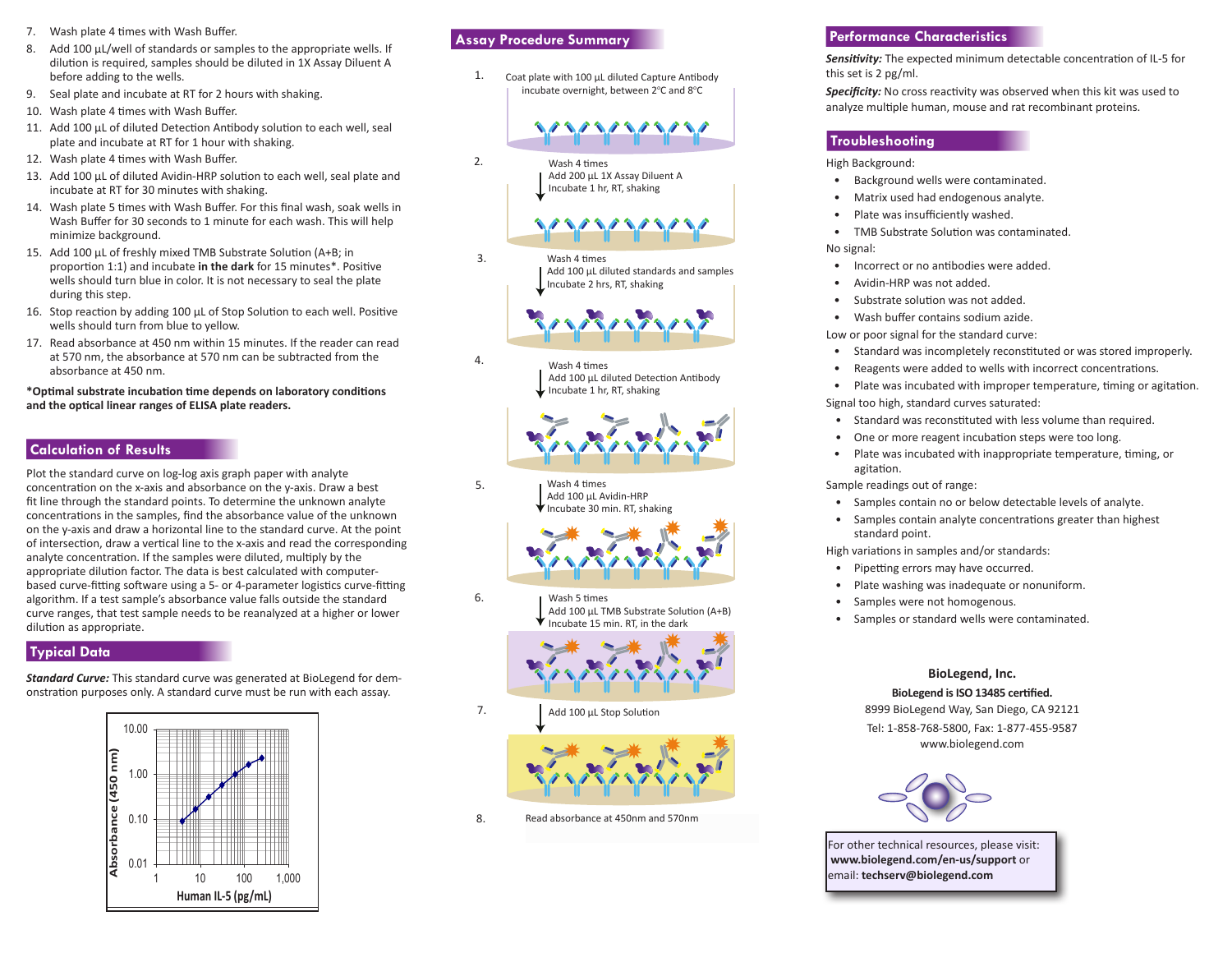7. Wash plate 4 times with Wash Buffer.
8. Add 100 µL/well of standards or samples to the appropriate wells. If dilution is required, samples should be diluted in 1X Assay Diluent A before adding to the wells.
9. Seal plate and incubate at RT for 2 hours with shaking.
10. Wash plate 4 times with Wash Buffer.
11. Add 100 µL of diluted Detection Antibody solution to each well, seal plate and incubate at RT for 1 hour with shaking.
12. Wash plate 4 times with Wash Buffer.
13. Add 100 µL of diluted Avidin-HRP solution to each well, seal plate and incubate at RT for 30 minutes with shaking.
14. Wash plate 5 times with Wash Buffer. For this final wash, soak wells in Wash Buffer for 30 seconds to 1 minute for each wash. This will help minimize background.
15. Add 100 µL of freshly mixed TMB Substrate Solution (A+B; in proportion 1:1) and incubate **in the dark** for 15 minutes*. Positive wells should turn blue in color. It is not necessary to seal the plate during this step.
16. Stop reaction by adding 100 µL of Stop Solution to each well. Positive wells should turn from blue to yellow.
17. Read absorbance at 450 nm within 15 minutes. If the reader can read at 570 nm, the absorbance at 570 nm can be subtracted from the absorbance at 450 nm.

**\*Optimal substrate incubation time depends on laboratory conditions and the optical linear ranges of ELISA plate readers.**

## Calculation of Results

Plot the standard curve on log-log axis graph paper with analyte concentration on the x-axis and absorbance on the y-axis. Draw a best fit line through the standard points. To determine the unknown analyte concentrations in the samples, find the absorbance value of the unknown on the y-axis and draw a horizontal line to the standard curve. At the point of intersection, draw a vertical line to the x-axis and read the corresponding analyte concentration. If the samples were diluted, multiply by the appropriate dilution factor. The data is best calculated with computer-based curve-fitting software using a 5- or 4-parameter logistics curve-fitting algorithm. If a test sample's absorbance value falls outside the standard curve ranges, that test sample needs to be reanalyzed at a higher or lower dilution as appropriate.

## Typical Data

***Standard Curve:*** This standard curve was generated at BioLegend for demonstration purposes only. A standard curve must be run with each assay.

Absorbance (450 nm)

10.00
1.00
0.10
0.01

1
10
100
1,000

Human IL-5 (pg/mL)

## Assay Procedure Summary

1. Coat plate with 100 µL diluted Capture Antibody incubate overnight, between 2°C and 8°C
2. Wash 4 times
   Add 200 µL 1X Assay Diluent A
   Incubate 1 hr, RT, shaking
3. Wash 4 times
   Add 100 µL diluted standards and samples
   Incubate 2 hrs, RT, shaking
4. Wash 4 times
   Add 100 µL diluted Detection Antibody
   Incubate 1 hr, RT, shaking
5. Wash 4 times
   Add 100 µL Avidin-HRP
   Incubate 30 min. RT, shaking
6. Wash 5 times
   Add 100 µL TMB Substrate Solution (A+B)
   Incubate 15 min. RT, in the dark
7. Add 100 µL Stop Solution
8. Read absorbance at 450nm and 570nm

## Performance Characteristics

***Sensitivity:*** The expected minimum detectable concentration of IL-5 for this set is 2 pg/ml.

***Specificity:*** No cross reactivity was observed when this kit was used to analyze multiple human, mouse and rat recombinant proteins.

## Troubleshooting

High Background:
- Background wells were contaminated.
- Matrix used had endogenous analyte.
- Plate was insufficiently washed.
- TMB Substrate Solution was contaminated.

No signal:
- Incorrect or no antibodies were added.
- Avidin-HRP was not added.
- Substrate solution was not added.
- Wash buffer contains sodium azide.

Low or poor signal for the standard curve:
- Standard was incompletely reconstituted or was stored improperly.
- Reagents were added to wells with incorrect concentrations.
- Plate was incubated with improper temperature, timing or agitation.

Signal too high, standard curves saturated:
- Standard was reconstituted with less volume than required.
- One or more reagent incubation steps were too long.
- Plate was incubated with inappropriate temperature, timing, or agitation.

Sample readings out of range:
- Samples contain no or below detectable levels of analyte.
- Samples contain analyte concentrations greater than highest standard point.

High variations in samples and/or standards:
- Pipetting errors may have occurred.
- Plate washing was inadequate or nonuniform.
- Samples were not homogenous.
- Samples or standard wells were contaminated.

**BioLegend, Inc.**
**BioLegend is ISO 13485 certified.**
8999 BioLegend Way, San Diego, CA 92121
Tel: 1-858-768-5800, Fax: 1-877-455-9587
www.biolegend.com

For other technical resources, please visit: **www.biolegend.com/en-us/support** or email: **techserv@biolegend.com**